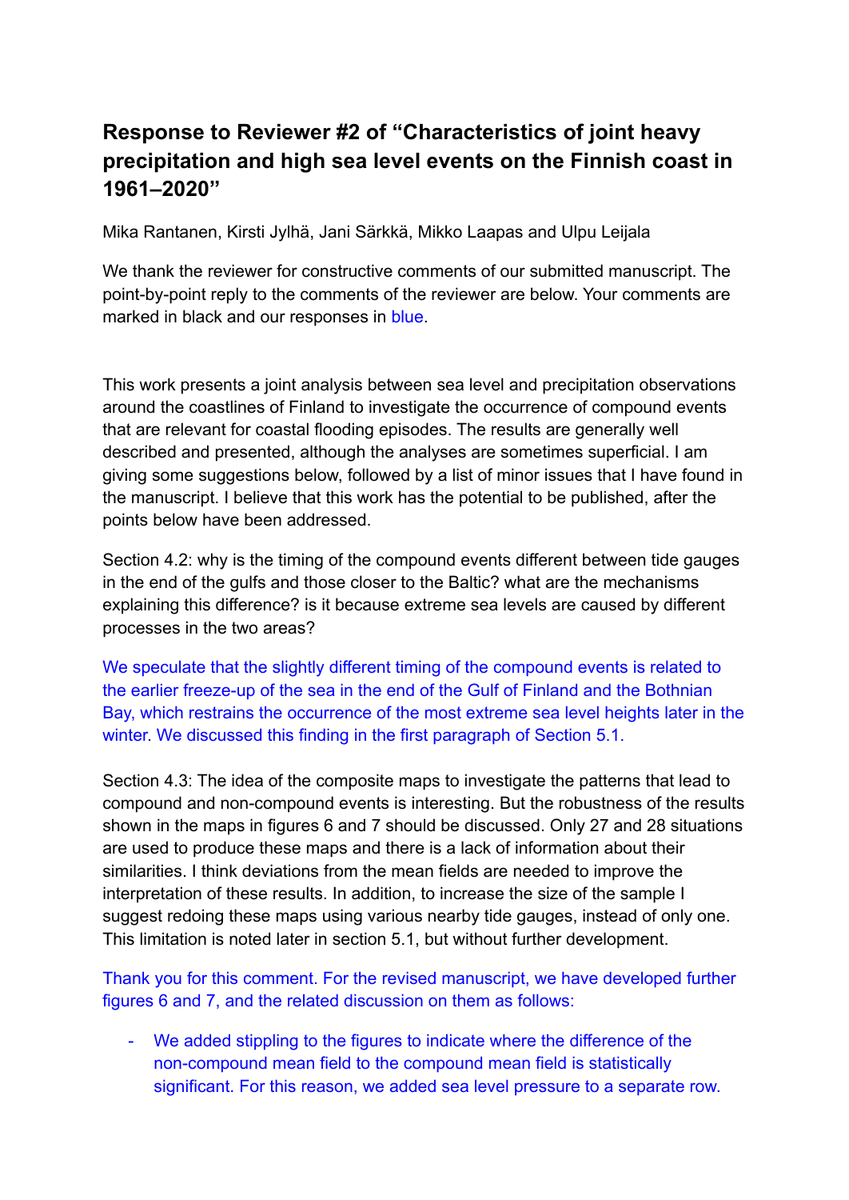## Response to Reviewer #2 of "Characteristics of joint heavy precipitation and high sea level events on the Finnish coast in 1961–2020"

Mika Rantanen, Kirsti Jylhä, Jani Särkkä, Mikko Laapas and Ulpu Leijala

We thank the reviewer for constructive comments of our submitted manuscript. The point-by-point reply to the comments of the reviewer are below. Your comments are marked in black and our responses in blue.

This work presents a joint analysis between sea level and precipitation observations around the coastlines of Finland to investigate the occurrence of compound events that are relevant for coastal flooding episodes. The results are generally well described and presented, although the analyses are sometimes superficial. I am giving some suggestions below, followed by a list of minor issues that I have found in the manuscript. I believe that this work has the potential to be published, after the points below have been addressed.

Section 4.2: why is the timing of the compound events different between tide gauges in the end of the gulfs and those closer to the Baltic? what are the mechanisms explaining this difference? is it because extreme sea levels are caused by different processes in the two areas?

We speculate that the slightly different timing of the compound events is related to the earlier freeze-up of the sea in the end of the Gulf of Finland and the Bothnian Bay, which restrains the occurrence of the most extreme sea level heights later in the winter. We discussed this finding in the first paragraph of Section 5.1.

Section 4.3: The idea of the composite maps to investigate the patterns that lead to compound and non-compound events is interesting. But the robustness of the results shown in the maps in figures 6 and 7 should be discussed. Only 27 and 28 situations are used to produce these maps and there is a lack of information about their similarities. I think deviations from the mean fields are needed to improve the interpretation of these results. In addition, to increase the size of the sample I suggest redoing these maps using various nearby tide gauges, instead of only one. This limitation is noted later in section 5.1, but without further development.

Thank you for this comment. For the revised manuscript, we have developed further figures 6 and 7, and the related discussion on them as follows:

- We added stippling to the figures to indicate where the difference of the non-compound mean field to the compound mean field is statistically significant. For this reason, we added sea level pressure to a separate row.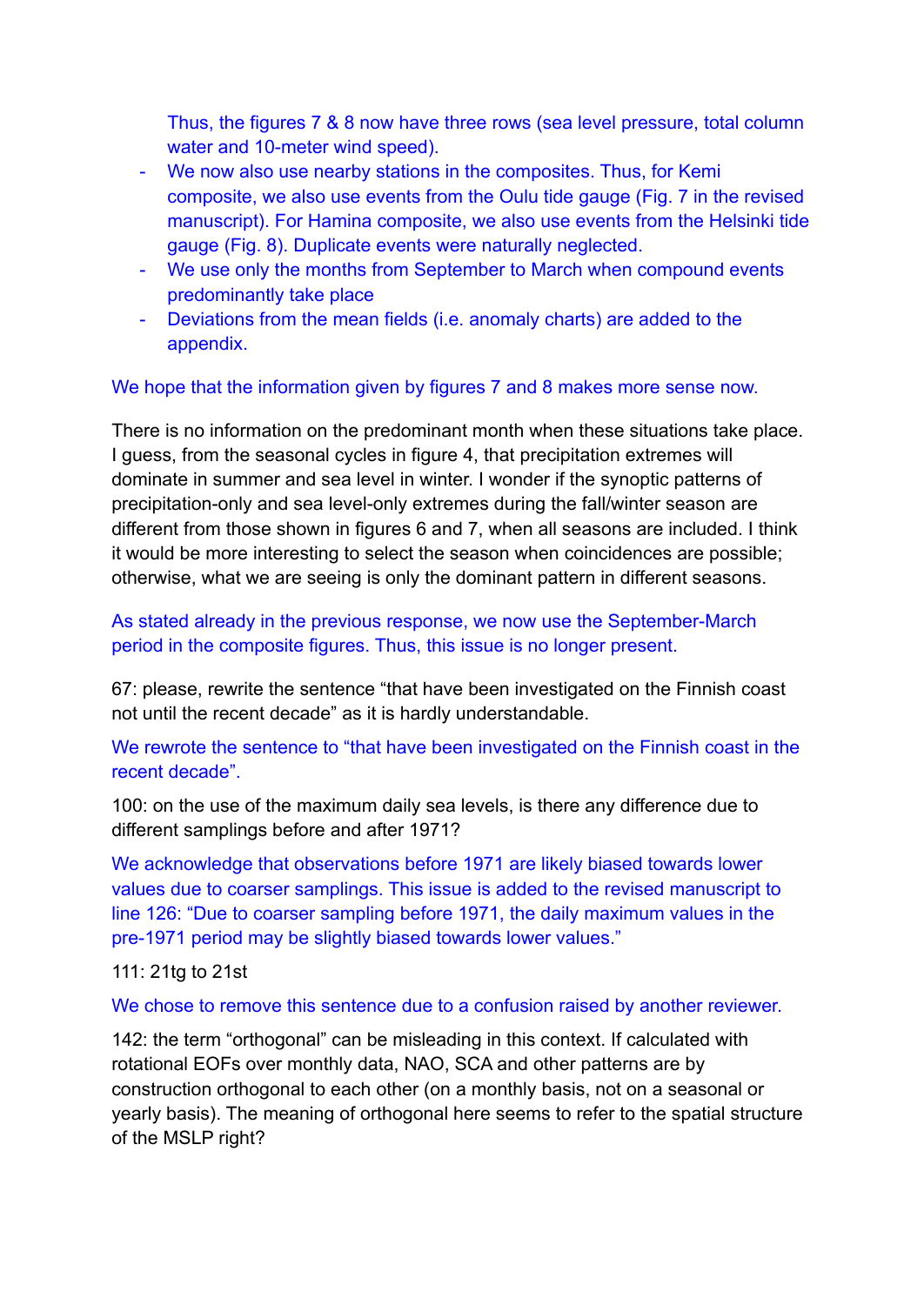Thus, the figures 7 & 8 now have three rows (sea level pressure, total column water and 10-meter wind speed).

- We now also use nearby stations in the composites. Thus, for Kemi composite, we also use events from the Oulu tide gauge (Fig. 7 in the revised manuscript). For Hamina composite, we also use events from the Helsinki tide gauge (Fig. 8). Duplicate events were naturally neglected.
- We use only the months from September to March when compound events predominantly take place
- Deviations from the mean fields (i.e. anomaly charts) are added to the appendix.

We hope that the information given by figures 7 and 8 makes more sense now.

There is no information on the predominant month when these situations take place. I guess, from the seasonal cycles in figure 4, that precipitation extremes will dominate in summer and sea level in winter. I wonder if the synoptic patterns of precipitation-only and sea level-only extremes during the fall/winter season are different from those shown in figures 6 and 7, when all seasons are included. I think it would be more interesting to select the season when coincidences are possible; otherwise, what we are seeing is only the dominant pattern in different seasons.

As stated already in the previous response, we now use the September-March period in the composite figures. Thus, this issue is no longer present.

67: please, rewrite the sentence “that have been investigated on the Finnish coast not until the recent decade” as it is hardly understandable.

We rewrote the sentence to “that have been investigated on the Finnish coast in the recent decade”.

100: on the use of the maximum daily sea levels, is there any difference due to different samplings before and after 1971?

We acknowledge that observations before 1971 are likely biased towards lower values due to coarser samplings. This issue is added to the revised manuscript to line 126: “Due to coarser sampling before 1971, the daily maximum values in the pre-1971 period may be slightly biased towards lower values.”

111: 21tg to 21st

We chose to remove this sentence due to a confusion raised by another reviewer.

142: the term “orthogonal” can be misleading in this context. If calculated with rotational EOFs over monthly data, NAO, SCA and other patterns are by construction orthogonal to each other (on a monthly basis, not on a seasonal or yearly basis). The meaning of orthogonal here seems to refer to the spatial structure of the MSLP right?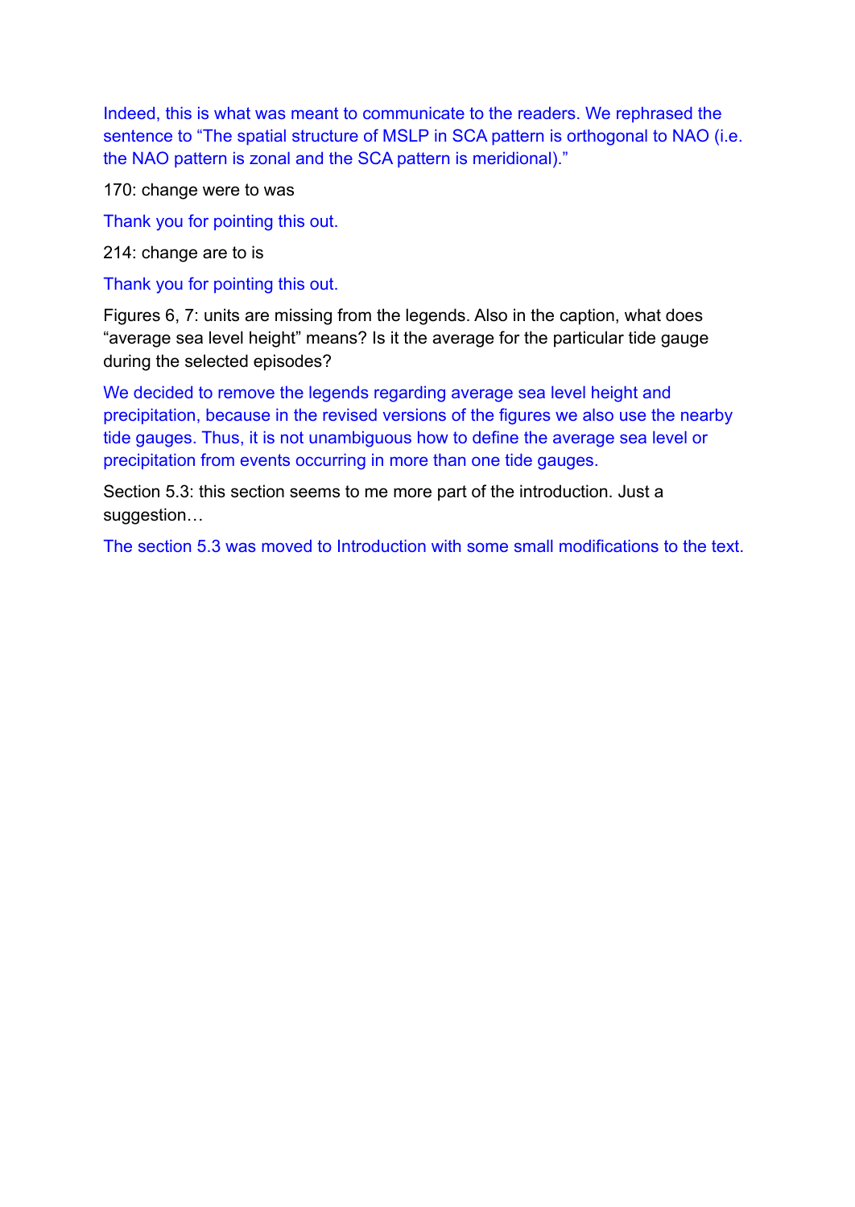Indeed, this is what was meant to communicate to the readers. We rephrased the sentence to “The spatial structure of MSLP in SCA pattern is orthogonal to NAO (i.e. the NAO pattern is zonal and the SCA pattern is meridional).”

170: change were to was

Thank you for pointing this out.

214: change are to is

Thank you for pointing this out.

Figures 6, 7: units are missing from the legends. Also in the caption, what does “average sea level height” means? Is it the average for the particular tide gauge during the selected episodes?

We decided to remove the legends regarding average sea level height and precipitation, because in the revised versions of the figures we also use the nearby tide gauges. Thus, it is not unambiguous how to define the average sea level or precipitation from events occurring in more than one tide gauges.

Section 5.3: this section seems to me more part of the introduction. Just a suggestion…

The section 5.3 was moved to Introduction with some small modifications to the text.